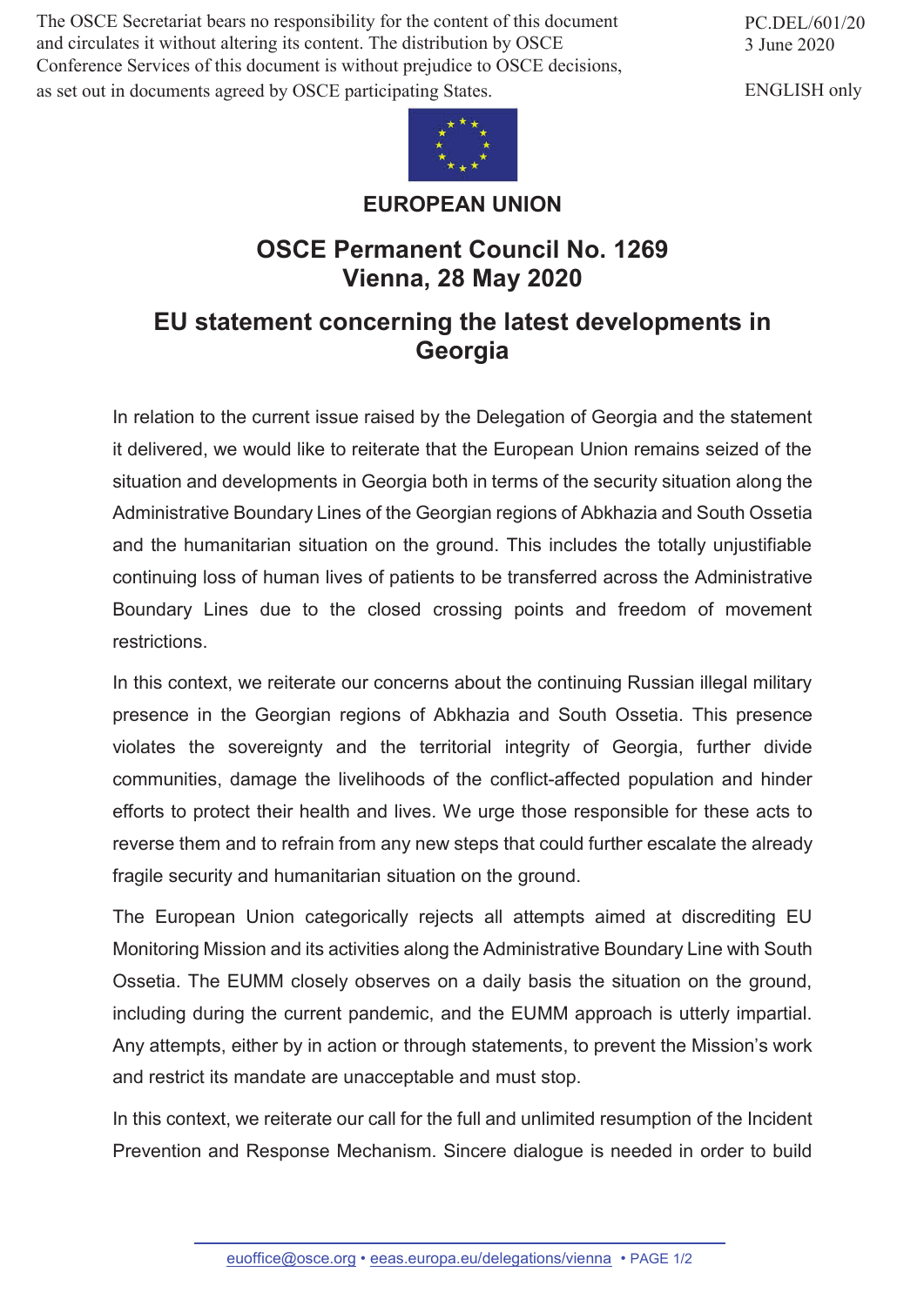The OSCE Secretariat bears no responsibility for the content of this document and circulates it without altering its content. The distribution by OSCE Conference Services of this document is without prejudice to OSCE decisions, as set out in documents agreed by OSCE participating States.

PC.DEL/601/20
3 June 2020

ENGLISH only

**EUROPEAN UNION**

# OSCE Permanent Council No. 1269
# Vienna, 28 May 2020

## EU statement concerning the latest developments in Georgia

In relation to the current issue raised by the Delegation of Georgia and the statement it delivered, we would like to reiterate that the European Union remains seized of the situation and developments in Georgia both in terms of the security situation along the Administrative Boundary Lines of the Georgian regions of Abkhazia and South Ossetia and the humanitarian situation on the ground. This includes the totally unjustifiable continuing loss of human lives of patients to be transferred across the Administrative Boundary Lines due to the closed crossing points and freedom of movement restrictions.

In this context, we reiterate our concerns about the continuing Russian illegal military presence in the Georgian regions of Abkhazia and South Ossetia. This presence violates the sovereignty and the territorial integrity of Georgia, further divide communities, damage the livelihoods of the conflict-affected population and hinder efforts to protect their health and lives. We urge those responsible for these acts to reverse them and to refrain from any new steps that could further escalate the already fragile security and humanitarian situation on the ground.

The European Union categorically rejects all attempts aimed at discrediting EU Monitoring Mission and its activities along the Administrative Boundary Line with South Ossetia. The EUMM closely observes on a daily basis the situation on the ground, including during the current pandemic, and the EUMM approach is utterly impartial. Any attempts, either by in action or through statements, to prevent the Mission's work and restrict its mandate are unacceptable and must stop.

In this context, we reiterate our call for the full and unlimited resumption of the Incident Prevention and Response Mechanism. Sincere dialogue is needed in order to build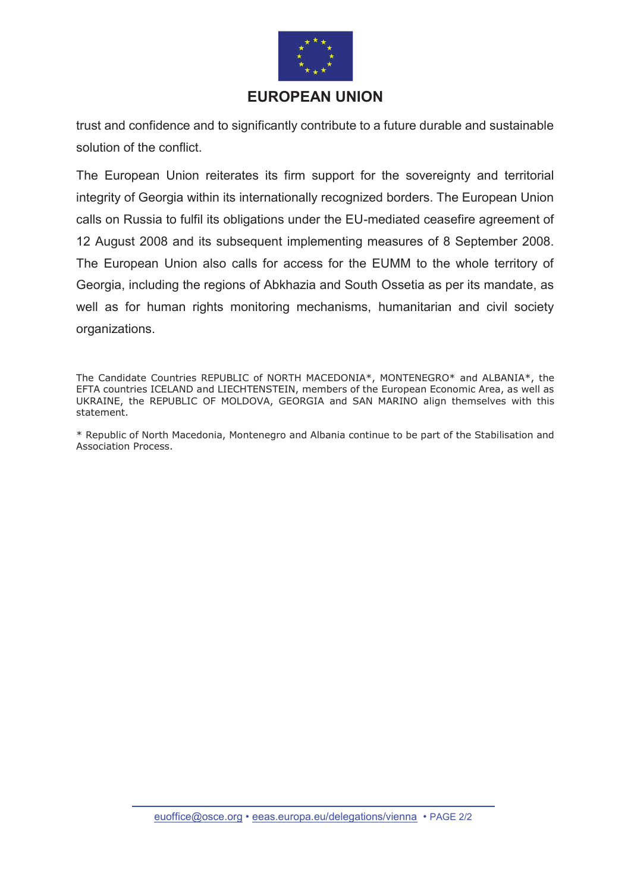trust and confidence and to significantly contribute to a future durable and sustainable solution of the conflict.

The European Union reiterates its firm support for the sovereignty and territorial integrity of Georgia within its internationally recognized borders. The European Union calls on Russia to fulfil its obligations under the EU-mediated ceasefire agreement of 12 August 2008 and its subsequent implementing measures of 8 September 2008. The European Union also calls for access for the EUMM to the whole territory of Georgia, including the regions of Abkhazia and South Ossetia as per its mandate, as well as for human rights monitoring mechanisms, humanitarian and civil society organizations.

The Candidate Countries REPUBLIC of NORTH MACEDONIA*, MONTENEGRO* and ALBANIA*, the EFTA countries ICELAND and LIECHTENSTEIN, members of the European Economic Area, as well as UKRAINE, the REPUBLIC OF MOLDOVA, GEORGIA and SAN MARINO align themselves with this statement.

* Republic of North Macedonia, Montenegro and Albania continue to be part of the Stabilisation and Association Process.